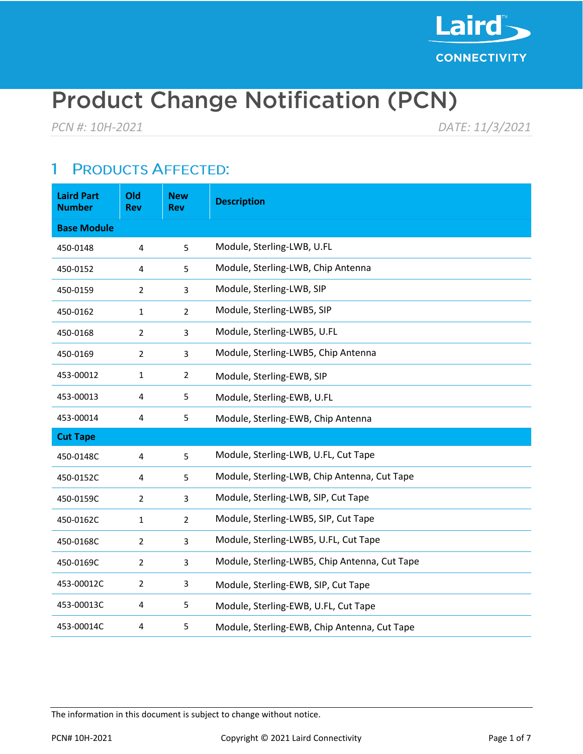# Product Change Notification (PCN)

*PCN #: 10H-2021* *DATE: 11/3/2021*

## 1 PRODUCTS AFFECTED:

| Laird Part Number | Old Rev | New Rev | Description |
|---|---|---|---|
| **Base Module** | | | |
| 450-0148 | 4 | 5 | Module, Sterling-LWB, U.FL |
| 450-0152 | 4 | 5 | Module, Sterling-LWB, Chip Antenna |
| 450-0159 | 2 | 3 | Module, Sterling-LWB, SIP |
| 450-0162 | 1 | 2 | Module, Sterling-LWB5, SIP |
| 450-0168 | 2 | 3 | Module, Sterling-LWB5, U.FL |
| 450-0169 | 2 | 3 | Module, Sterling-LWB5, Chip Antenna |
| 453-00012 | 1 | 2 | Module, Sterling-EWB, SIP |
| 453-00013 | 4 | 5 | Module, Sterling-EWB, U.FL |
| 453-00014 | 4 | 5 | Module, Sterling-EWB, Chip Antenna |
| **Cut Tape** | | | |
| 450-0148C | 4 | 5 | Module, Sterling-LWB, U.FL, Cut Tape |
| 450-0152C | 4 | 5 | Module, Sterling-LWB, Chip Antenna, Cut Tape |
| 450-0159C | 2 | 3 | Module, Sterling-LWB, SIP, Cut Tape |
| 450-0162C | 1 | 2 | Module, Sterling-LWB5, SIP, Cut Tape |
| 450-0168C | 2 | 3 | Module, Sterling-LWB5, U.FL, Cut Tape |
| 450-0169C | 2 | 3 | Module, Sterling-LWB5, Chip Antenna, Cut Tape |
| 453-00012C | 2 | 3 | Module, Sterling-EWB, SIP, Cut Tape |
| 453-00013C | 4 | 5 | Module, Sterling-EWB, U.FL, Cut Tape |
| 453-00014C | 4 | 5 | Module, Sterling-EWB, Chip Antenna, Cut Tape |

The information in this document is subject to change without notice.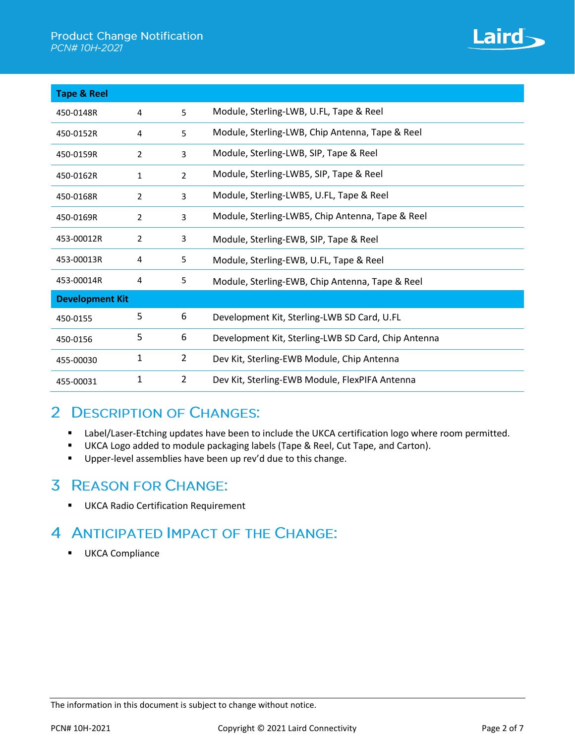| Tape & Reel | | | |
|---|---|---|---|
| 450-0148R | 4 | 5 | Module, Sterling-LWB, U.FL, Tape & Reel |
| 450-0152R | 4 | 5 | Module, Sterling-LWB, Chip Antenna, Tape & Reel |
| 450-0159R | 2 | 3 | Module, Sterling-LWB, SIP, Tape & Reel |
| 450-0162R | 1 | 2 | Module, Sterling-LWB5, SIP, Tape & Reel |
| 450-0168R | 2 | 3 | Module, Sterling-LWB5, U.FL, Tape & Reel |
| 450-0169R | 2 | 3 | Module, Sterling-LWB5, Chip Antenna, Tape & Reel |
| 453-00012R | 2 | 3 | Module, Sterling-EWB, SIP, Tape & Reel |
| 453-00013R | 4 | 5 | Module, Sterling-EWB, U.FL, Tape & Reel |
| 453-00014R | 4 | 5 | Module, Sterling-EWB, Chip Antenna, Tape & Reel |
| **Development Kit** | | | |
| 450-0155 | 5 | 6 | Development Kit, Sterling-LWB SD Card, U.FL |
| 450-0156 | 5 | 6 | Development Kit, Sterling-LWB SD Card, Chip Antenna |
| 455-00030 | 1 | 2 | Dev Kit, Sterling-EWB Module, Chip Antenna |
| 455-00031 | 1 | 2 | Dev Kit, Sterling-EWB Module, FlexPIFA Antenna |

## 2 Description of Changes:

- Label/Laser-Etching updates have been to include the UKCA certification logo where room permitted.
- UKCA Logo added to module packaging labels (Tape & Reel, Cut Tape, and Carton).
- Upper-level assemblies have been up rev'd due to this change.

## 3 Reason for Change:

- UKCA Radio Certification Requirement

## 4 Anticipated Impact of the Change:

- UKCA Compliance

The information in this document is subject to change without notice.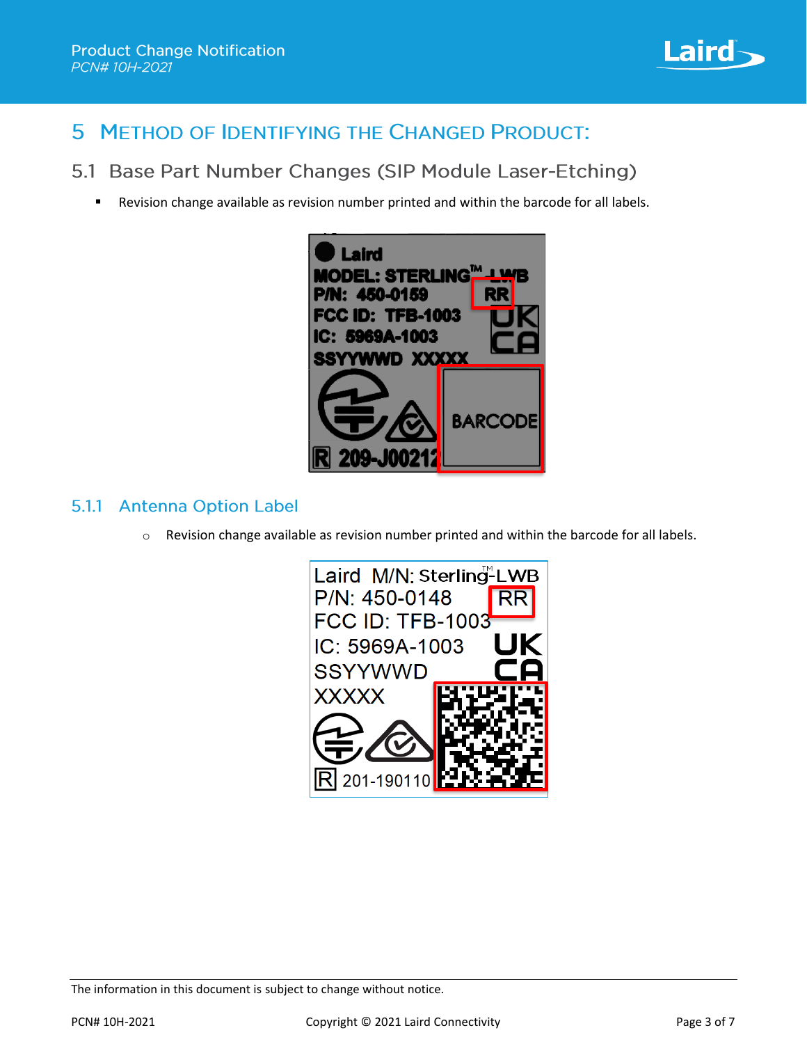# 5 Method of Identifying the Changed Product:

## 5.1 Base Part Number Changes (SIP Module Laser-Etching)

- Revision change available as revision number printed and within the barcode for all labels.

### 5.1.1 Antenna Option Label

- Revision change available as revision number printed and within the barcode for all labels.

The information in this document is subject to change without notice.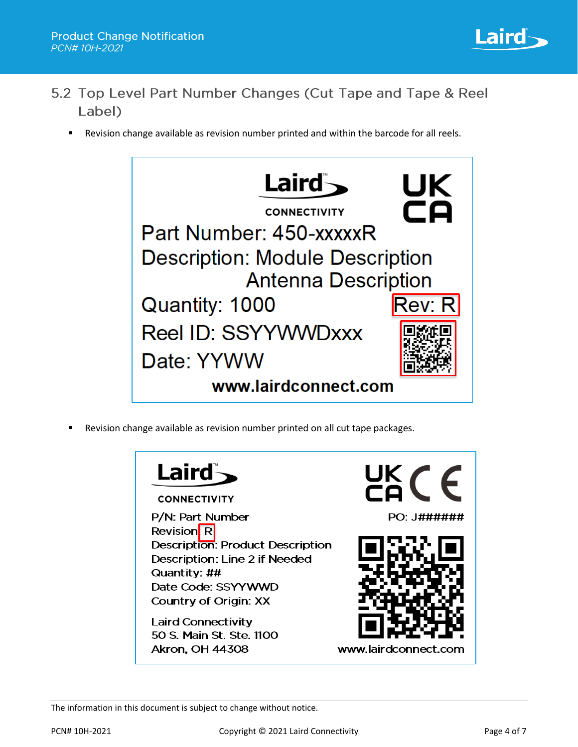## 5.2 Top Level Part Number Changes (Cut Tape and Tape & Reel Label)

- Revision change available as revision number printed and within the barcode for all reels.

Laird™ CONNECTIVITY

UK CA

Part Number: 450-xxxxxR

Description: Module Description
Antenna Description

Quantity: 1000 Rev: R

Reel ID: SSYYWWDxxx

Date: YYWW

www.lairdconnect.com

- Revision change available as revision number printed on all cut tape packages.

Laird™ CONNECTIVITY

UK CA CE

P/N: Part Number

Revision: R

Description: Product Description

Description: Line 2 if Needed

Quantity: ##

Date Code: SSYYWWD

Country of Origin: XX

PO: J######

Laird Connectivity
50 S. Main St. Ste. 1100
Akron, OH 44308

www.lairdconnect.com

The information in this document is subject to change without notice.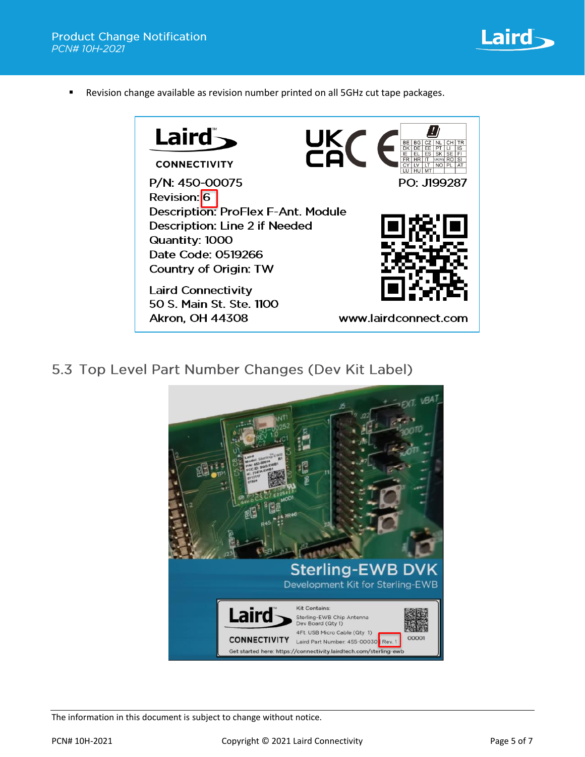- Revision change available as revision number printed on all 5GHz cut tape packages.

Laird CONNECTIVITY

P/N: 450-00075
Revision: 6
Description: ProFlex F-Ant. Module
Description: Line 2 if Needed
Quantity: 1000
Date Code: 0519266
Country of Origin: TW

PO: J199287

Laird Connectivity
50 S. Main St. Ste. 1100
Akron, OH 44308

www.lairdconnect.com

## 5.3 Top Level Part Number Changes (Dev Kit Label)

Sterling-EWB DVK
Development Kit for Sterling-EWB

Laird CONNECTIVITY

Kit Contains:
Sterling-EWB Chip Antenna Dev Board (Qty 1)
4Ft. USB Micro Cable (Qty 1)
Laird Part Number: 455-00030 Rev. 1

00001

Get started here: https://connectivity.lairdtech.com/sterling-ewb

The information in this document is subject to change without notice.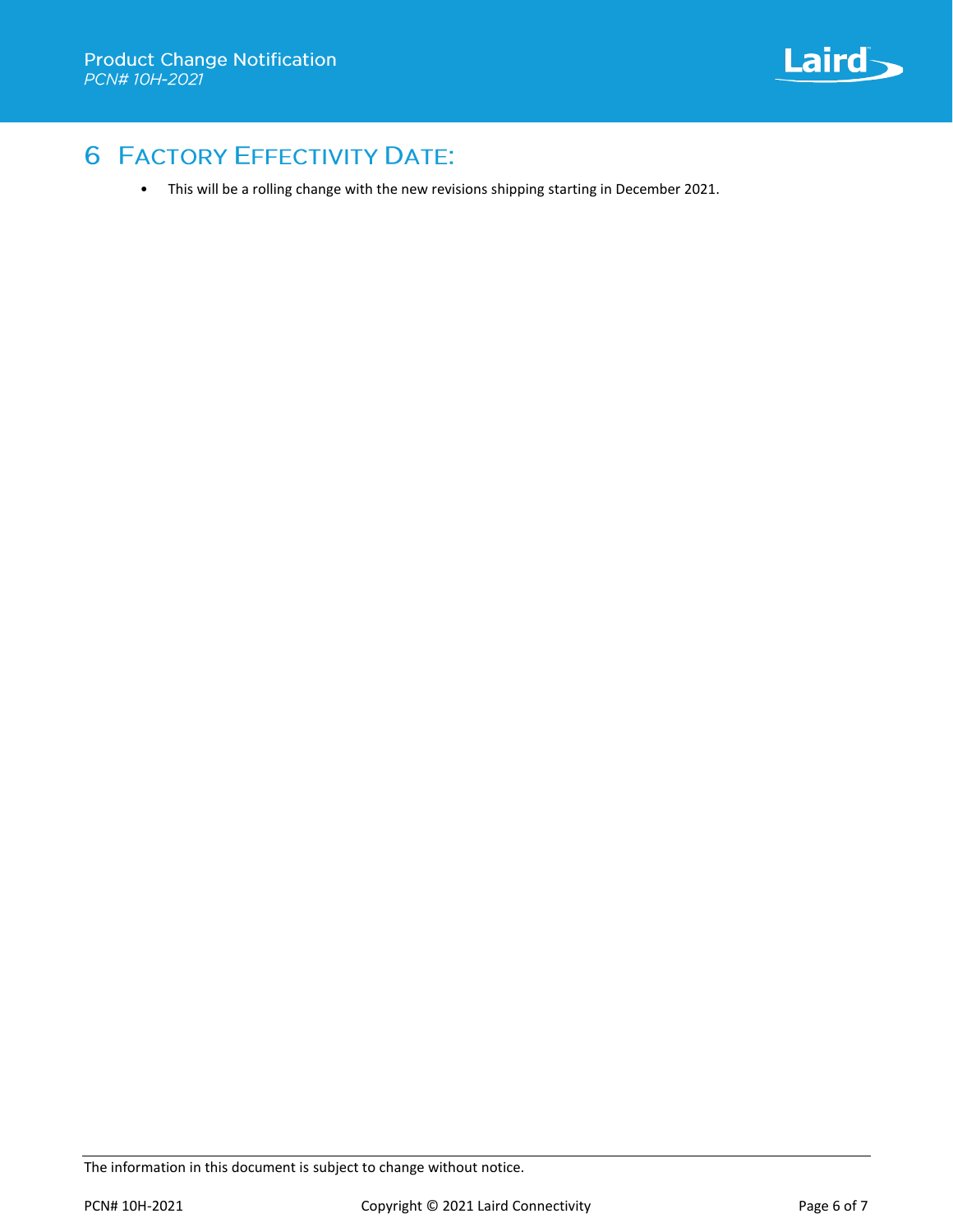# 6 Factory Effectivity Date:

- This will be a rolling change with the new revisions shipping starting in December 2021.

The information in this document is subject to change without notice.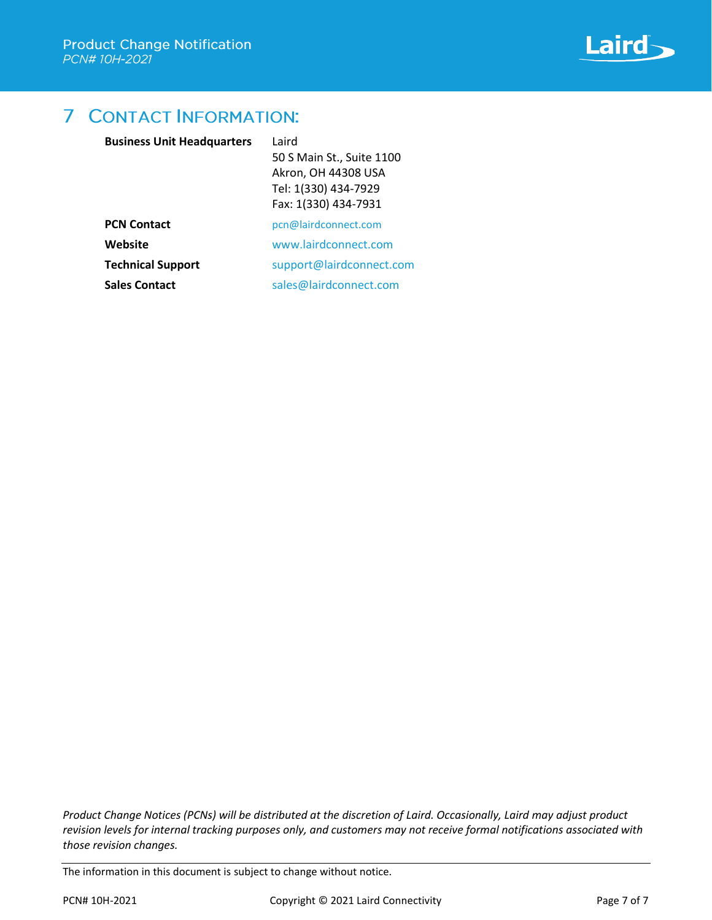# 7 Contact Information:

| | |
|---|---|
| **Business Unit Headquarters** | Laird<br>50 S Main St., Suite 1100<br>Akron, OH 44308 USA<br>Tel: 1(330) 434-7929<br>Fax: 1(330) 434-7931 |
| **PCN Contact** | pcn@lairdconnect.com |
| **Website** | www.lairdconnect.com |
| **Technical Support** | support@lairdconnect.com |
| **Sales Contact** | sales@lairdconnect.com |

*Product Change Notices (PCNs) will be distributed at the discretion of Laird. Occasionally, Laird may adjust product revision levels for internal tracking purposes only, and customers may not receive formal notifications associated with those revision changes.*

The information in this document is subject to change without notice.

Copyright © 2021 Laird Connectivity